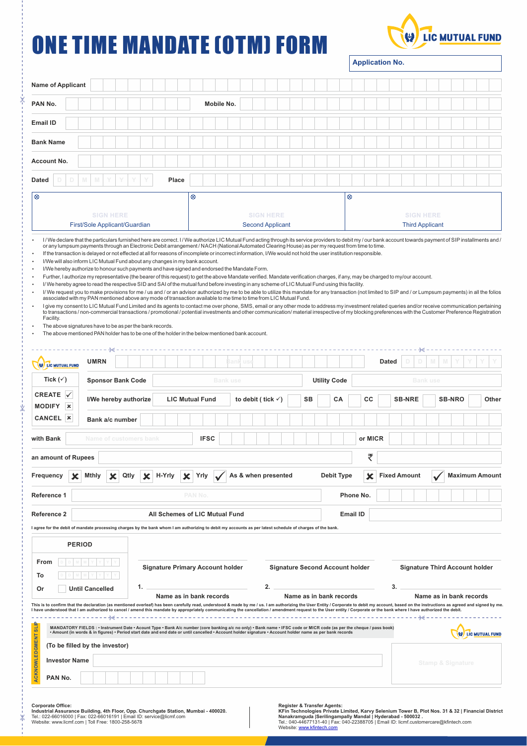# ONE TIME MANDATE (OTM) FORM

LIC MUTUAL FUND

**Application No.**

| | |
|---|---|
| **Name of Applicant** | |
| **PAN No.** | **Mobile No.** |
| **Email ID** | |
| **Bank Name** | |
| **Account No.** | |
| **Dated** D D M M Y Y Y Y | **Place** |

| SIGN HERE | SIGN HERE | SIGN HERE |
|---|---|---|
| First/Sole Applicant/Guardian | Second Applicant | Third Applicant |

- I / We declare that the particulars furnished here are correct. I / We authorize LIC Mutual Fund acting through its service providers to debit my / our bank account towards payment of SIP installments and / or any lumpsum payments through an Electronic Debit arrangement / NACH (National Automated Clearing House) as per my request from time to time.
- If the transaction is delayed or not effected at all for reasons of incomplete or incorrect information, I/We would not hold the user institution responsible.
- I/We will also inform LIC Mutual Fund about any changes in my bank account.
- I/We hereby authorize to honour such payments and have signed and endorsed the Mandate Form.
- Further, I authorize my representative (the bearer of this request) to get the above Mandate verified. Mandate verification charges, if any, may be charged to my/our account.
- I / We hereby agree to read the respective SID and SAI of the mutual fund before investing in any scheme of LIC Mutual Fund using this facility.
- I/ We request you to make provisions for me / us and / or an advisor authorized by me to be able to utilize this mandate for any transaction (not limited to SIP and / or Lumpsum payments) in all the folios associated with my PAN mentioned above any mode of transaction available to me time to time from LIC Mutual Fund.
- I give my consent to LIC Mutual Fund Limited and its agents to contact me over phone, SMS, email or any other mode to address my investment related queries and/or receive communication pertaining to transactions / non-commercial transactions / promotional / potential investments and other communication/ material irrespective of my blocking preferences with the Customer Preference Registration Facility.
- The above signatures have to be as per the bank records.
- The above mentioned PAN holder has to be one of the holder in the below mentioned bank account.

---

LIC MUTUAL FUND

**UMRN** Bank use | **Dated** D D M M Y Y Y Y

**Tick (✓)** | **Sponsor Bank Code** Bank use | **Utility Code** Bank use

**CREATE** ✓ **MODIFY** ✗ **CANCEL** ✗

**I/We hereby authorize** **LIC Mutual Fund** **to debit ( tick ✓)** **SB** ☐ **CA** ☐ **CC** ☐ **SB-NRE** ☐ **SB-NRO** ☐ **Other** ☐

**Bank a/c number**

**with Bank** Name of customers bank **IFSC** **or MICR**

**an amount of Rupees** ₹

**Frequency** ✗ **Mthly** ✗ **Qtly** ✗ **H-Yrly** ✗ **Yrly** ✓ **As & when presented** | **Debit Type** ✗ **Fixed Amount** ✓ **Maximum Amount**

**Reference 1** PAN No. | **Phone No.**

**Reference 2** **All Schemes of LIC Mutual Fund** | **Email ID**

**I agree for the debit of mandate processing charges by the bank whom I am authorizing to debit my accounts as per latest schedule of charges of the bank.**

| **PERIOD** |
|---|
| **From** D D M M Y Y Y Y |
| **To** D D M M Y Y Y Y |
| **Or** ☐ **Until Cancelled** |

| **Signature Primary Account holder** | **Signature Second Account holder** | **Signature Third Account holder** |
|---|---|---|
| 1. | 2. | 3. |
| **Name as in bank records** | **Name as in bank records** | **Name as in bank records** |

**This is to confirm that the declaration (as mentioned overleaf) has been carefully read, understood & made by me / us. I am authorizing the User Entity / Corporate to debit my account, based on the instructions as agreed and signed by me. I have understood that I am authorized to cancel / amend this mandate by appropriately communicating the cancellation / amendment request to the User entity / Corporate or the bank where I have authorized the debit.**

---

**ACKNOWLEDGMENT SLIP**

**MANDATORY FIELDS : • Instrument Date • Acount Type • Bank A/c number (core banking a/c no only) • Bank name • IFSC code or MICR code (as per the cheque / pass book) • Amount (in words & in figures) • Period start date and end date or until cancelled • Account holder signature • Account holder name as per bank records**

LIC MUTUAL FUND

**(To be filled by the investor)**

**Investor Name**

**PAN No.**

Stamp & Signature

**Corporate Office:**
**Industrial Assurance Building, 4th Floor, Opp. Churchgate Station, Mumbai - 400020.**
Tel.: 022-66016000 | Fax: 022-66016191 | Email ID: service@licmf.com
Website: www.licmf.com | Toll Free: 1800-258-5678

**Register & Transfer Agents:**
**KFin Technologies Private Limited, Karvy Selenium Tower B, Plot Nos. 31 & 32 | Financial District Nanakramguda |Serilingampally Mandal | Hyderabad - 500032 .**
Tel.: 040-44677131-40 | Fax: 040-22388705 | Email ID: licmf.customercare@kfintech.com
Website: www.kfintech.com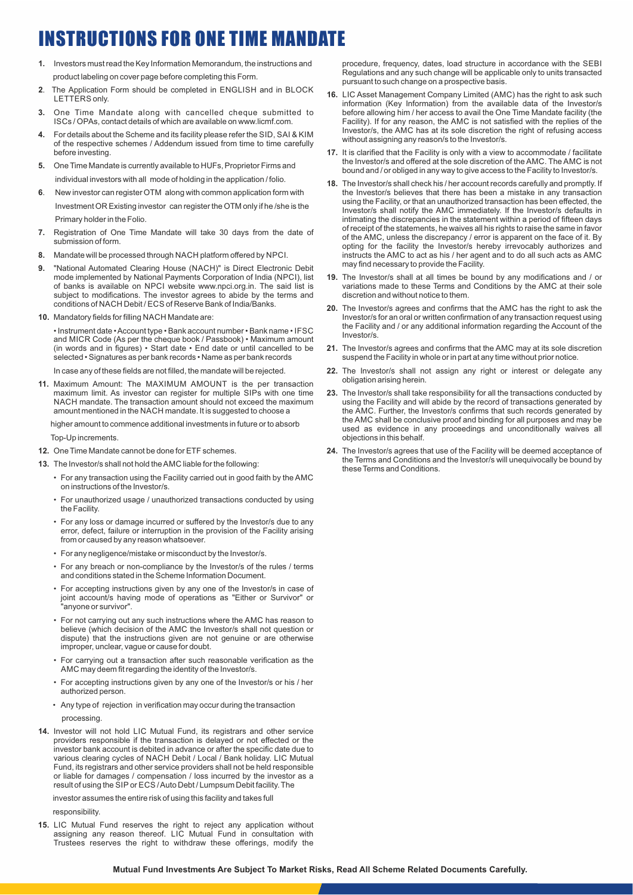# INSTRUCTIONS FOR ONE TIME MANDATE

1. Investors must read the Key Information Memorandum, the instructions and product labeling on cover page before completing this Form.
2. The Application Form should be completed in ENGLISH and in BLOCK LETTERS only.
3. One Time Mandate along with cancelled cheque submitted to ISCs / OPAs, contact details of which are available on www.licmf.com.
4. For details about the Scheme and its facility please refer the SID, SAI & KIM of the respective schemes / Addendum issued from time to time carefully before investing.
5. One Time Mandate is currently available to HUFs, Proprietor Firms and individual investors with all mode of holding in the application / folio.
6. New investor can register OTM along with common application form with Investment OR Existing investor can register the OTM only if he /she is the Primary holder in the Folio.
7. Registration of One Time Mandate will take 30 days from the date of submission of form.
8. Mandate will be processed through NACH platform offered by NPCI.
9. "National Automated Clearing House (NACH)" is Direct Electronic Debit mode implemented by National Payments Corporation of India (NPCI), list of banks is available on NPCI website www.npci.org.in. The said list is subject to modifications. The investor agrees to abide by the terms and conditions of NACH Debit / ECS of Reserve Bank of India/Banks.
10. Mandatory fields for filling NACH Mandate are:

    • Instrument date • Account type • Bank account number • Bank name • IFSC and MICR Code (As per the cheque book / Passbook) • Maximum amount (in words and in figures) • Start date • End date or until cancelled to be selected • Signatures as per bank records • Name as per bank records

    In case any of these fields are not filled, the mandate will be rejected.
11. Maximum Amount: The MAXIMUM AMOUNT is the per transaction maximum limit. As investor can register for multiple SIPs with one time NACH mandate. The transaction amount should not exceed the maximum amount mentioned in the NACH mandate. It is suggested to choose a higher amount to commence additional investments in future or to absorb Top-Up increments.
12. One Time Mandate cannot be done for ETF schemes.
13. The Investor/s shall not hold the AMC liable for the following:
    - For any transaction using the Facility carried out in good faith by the AMC on instructions of the Investor/s.
    - For unauthorized usage / unauthorized transactions conducted by using the Facility.
    - For any loss or damage incurred or suffered by the Investor/s due to any error, defect, failure or interruption in the provision of the Facility arising from or caused by any reason whatsoever.
    - For any negligence/mistake or misconduct by the Investor/s.
    - For any breach or non-compliance by the Investor/s of the rules / terms and conditions stated in the Scheme Information Document.
    - For accepting instructions given by any one of the Investor/s in case of joint account/s having mode of operations as "Either or Survivor" or "anyone or survivor".
    - For not carrying out any such instructions where the AMC has reason to believe (which decision of the AMC the Investor/s shall not question or dispute) that the instructions given are not genuine or are otherwise improper, unclear, vague or cause for doubt.
    - For carrying out a transaction after such reasonable verification as the AMC may deem fit regarding the identity of the Investor/s.
    - For accepting instructions given by any one of the Investor/s or his / her authorized person.
    - Any type of rejection in verification may occur during the transaction processing.
14. Investor will not hold LIC Mutual Fund, its registrars and other service providers responsible if the transaction is delayed or not effected or the investor bank account is debited in advance or after the specific date due to various clearing cycles of NACH Debit / Local / Bank holiday. LIC Mutual Fund, its registrars and other service providers shall not be held responsible or liable for damages / compensation / loss incurred by the investor as a result of using the SIP or ECS / Auto Debt / Lumpsum Debit facility. The investor assumes the entire risk of using this facility and takes full responsibility.
15. LIC Mutual Fund reserves the right to reject any application without assigning any reason thereof. LIC Mutual Fund in consultation with Trustees reserves the right to withdraw these offerings, modify the procedure, frequency, dates, load structure in accordance with the SEBI Regulations and any such change will be applicable only to units transacted pursuant to such change on a prospective basis.
16. LIC Asset Management Company Limited (AMC) has the right to ask such information (Key Information) from the available data of the Investor/s before allowing him / her access to avail the One Time Mandate facility (the Facility). If for any reason, the AMC is not satisfied with the replies of the Investor/s, the AMC has at its sole discretion the right of refusing access without assigning any reason/s to the Investor/s.
17. It is clarified that the Facility is only with a view to accommodate / facilitate the Investor/s and offered at the sole discretion of the AMC. The AMC is not bound and / or obliged in any way to give access to the Facility to Investor/s.
18. The Investor/s shall check his / her account records carefully and promptly. If the Investor/s believes that there has been a mistake in any transaction using the Facility, or that an unauthorized transaction has been effected, the Investor/s shall notify the AMC immediately. If the Investor/s defaults in intimating the discrepancies in the statement within a period of fifteen days of receipt of the statements, he waives all his rights to raise the same in favor of the AMC, unless the discrepancy / error is apparent on the face of it. By opting for the facility the Investor/s hereby irrevocably authorizes and instructs the AMC to act as his / her agent and to do all such acts as AMC may find necessary to provide the Facility.
19. The Investor/s shall at all times be bound by any modifications and / or variations made to these Terms and Conditions by the AMC at their sole discretion and without notice to them.
20. The Investor/s agrees and confirms that the AMC has the right to ask the Investor/s for an oral or written confirmation of any transaction request using the Facility and / or any additional information regarding the Account of the Investor/s.
21. The Investor/s agrees and confirms that the AMC may at its sole discretion suspend the Facility in whole or in part at any time without prior notice.
22. The Investor/s shall not assign any right or interest or delegate any obligation arising herein.
23. The Investor/s shall take responsibility for all the transactions conducted by using the Facility and will abide by the record of transactions generated by the AMC. Further, the Investor/s confirms that such records generated by the AMC shall be conclusive proof and binding for all purposes and may be used as evidence in any proceedings and unconditionally waives all objections in this behalf.
24. The Investor/s agrees that use of the Facility will be deemed acceptance of the Terms and Conditions and the Investor/s will unequivocally be bound by these Terms and Conditions.

**Mutual Fund Investments Are Subject To Market Risks, Read All Scheme Related Documents Carefully.**